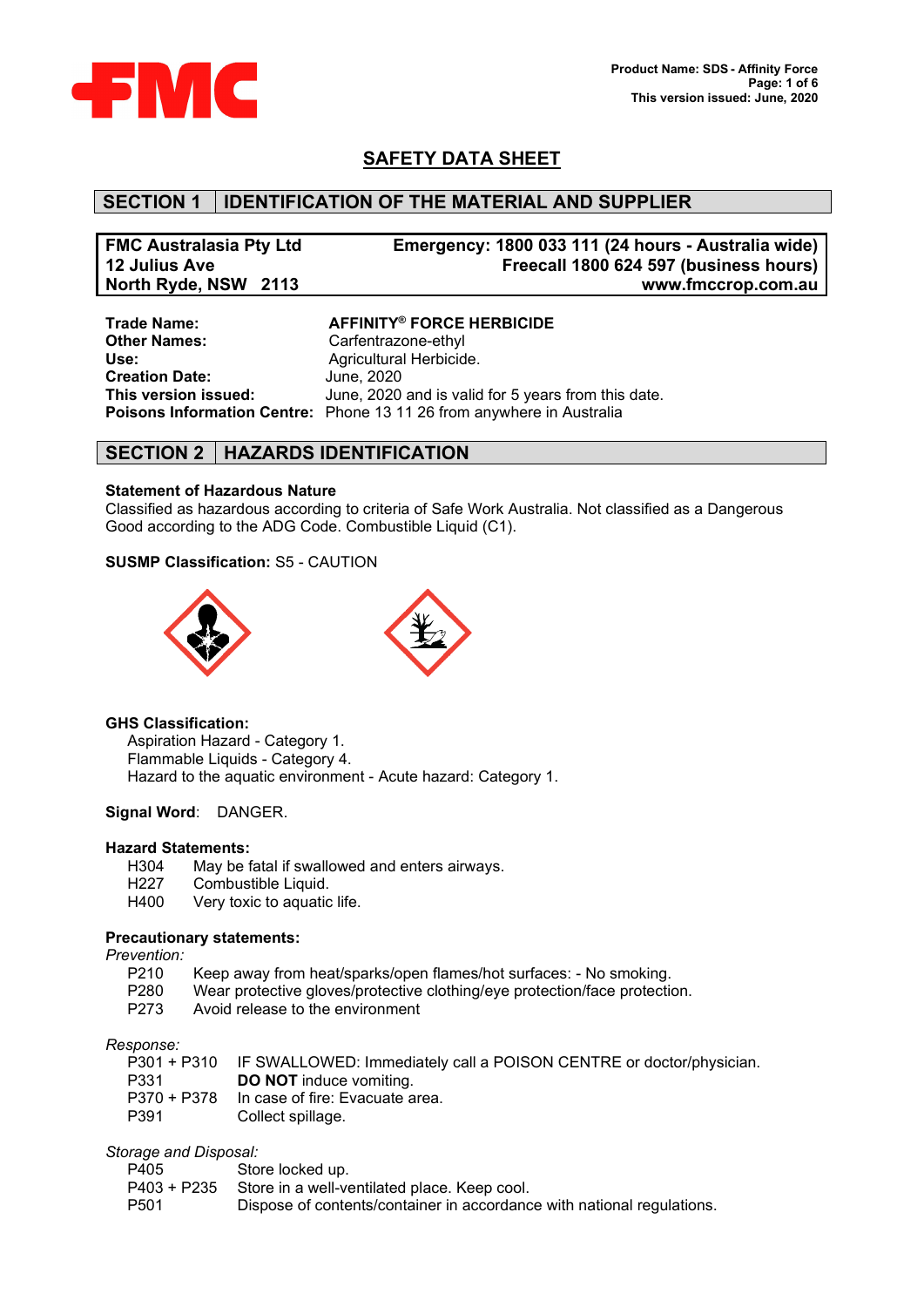# SAFETY DATA SHEET

## SECTION 1 IDENTIFICATION OF THE MATERIAL AND SUPPLIER

**FMC Australasia Pty Ltd**
**12 Julius Ave**
**North Ryde, NSW 2113**

**Emergency: 1800 033 111 (24 hours - Australia wide)**
**Freecall 1800 624 597 (business hours)**
**www.fmccrop.com.au**

**Trade Name:** **AFFINITY® FORCE HERBICIDE**
**Other Names:** Carfentrazone-ethyl
**Use:** Agricultural Herbicide.
**Creation Date:** June, 2020
**This version issued:** June, 2020 and is valid for 5 years from this date.
**Poisons Information Centre:** Phone 13 11 26 from anywhere in Australia

## SECTION 2 HAZARDS IDENTIFICATION

**Statement of Hazardous Nature**

Classified as hazardous according to criteria of Safe Work Australia. Not classified as a Dangerous Good according to the ADG Code. Combustible Liquid (C1).

**SUSMP Classification:** S5 - CAUTION

**GHS Classification:**

Aspiration Hazard - Category 1.
Flammable Liquids - Category 4.
Hazard to the aquatic environment - Acute hazard: Category 1.

**Signal Word**: DANGER.

**Hazard Statements:**

H304 May be fatal if swallowed and enters airways.
H227 Combustible Liquid.
H400 Very toxic to aquatic life.

**Precautionary statements:**

*Prevention:*

P210 Keep away from heat/sparks/open flames/hot surfaces: - No smoking.
P280 Wear protective gloves/protective clothing/eye protection/face protection.
P273 Avoid release to the environment

*Response:*

P301 + P310 IF SWALLOWED: Immediately call a POISON CENTRE or doctor/physician.
P331 **DO NOT** induce vomiting.
P370 + P378 In case of fire: Evacuate area.
P391 Collect spillage.

*Storage and Disposal:*

P405 Store locked up.
P403 + P235 Store in a well-ventilated place. Keep cool.
P501 Dispose of contents/container in accordance with national regulations.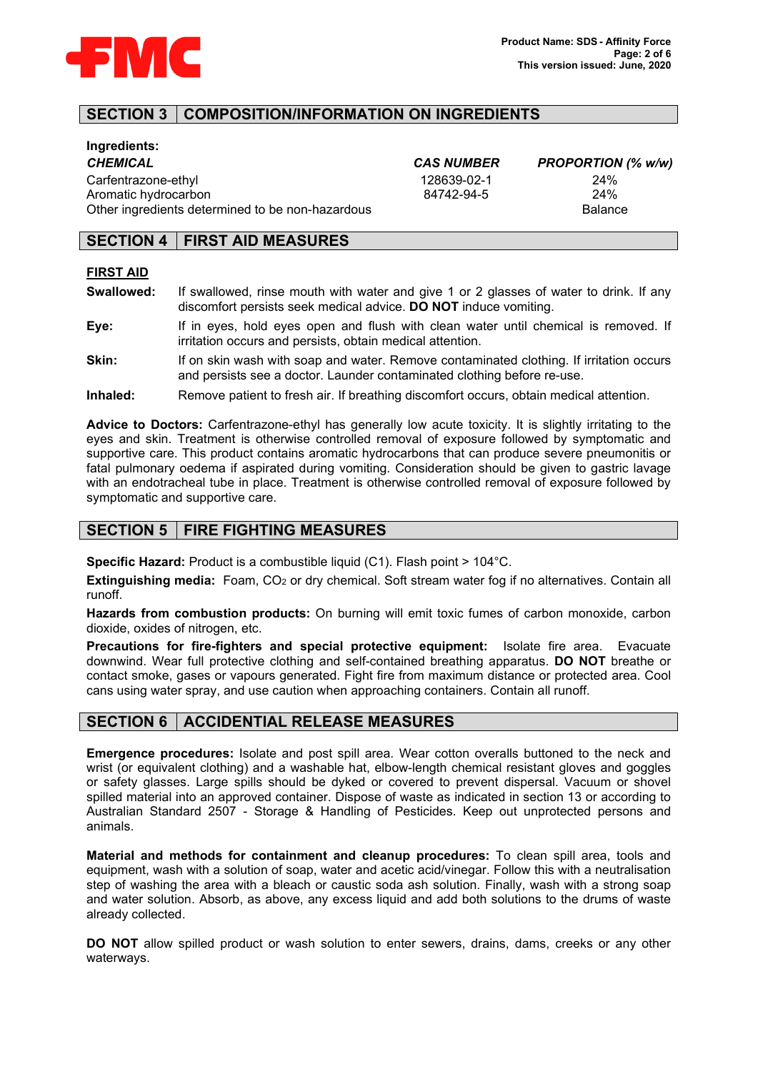## SECTION 3 COMPOSITION/INFORMATION ON INGREDIENTS

**Ingredients:**

| *CHEMICAL* | *CAS NUMBER* | *PROPORTION (% w/w)* |
|---|---|---|
| Carfentrazone-ethyl | 128639-02-1 | 24% |
| Aromatic hydrocarbon | 84742-94-5 | 24% |
| Other ingredients determined to be non-hazardous | | Balance |

## SECTION 4 FIRST AID MEASURES

**FIRST AID**

**Swallowed:** If swallowed, rinse mouth with water and give 1 or 2 glasses of water to drink. If any discomfort persists seek medical advice. **DO NOT** induce vomiting.

**Eye:** If in eyes, hold eyes open and flush with clean water until chemical is removed. If irritation occurs and persists, obtain medical attention.

**Skin:** If on skin wash with soap and water. Remove contaminated clothing. If irritation occurs and persists see a doctor. Launder contaminated clothing before re-use.

**Inhaled:** Remove patient to fresh air. If breathing discomfort occurs, obtain medical attention.

**Advice to Doctors:** Carfentrazone-ethyl has generally low acute toxicity. It is slightly irritating to the eyes and skin. Treatment is otherwise controlled removal of exposure followed by symptomatic and supportive care. This product contains aromatic hydrocarbons that can produce severe pneumonitis or fatal pulmonary oedema if aspirated during vomiting. Consideration should be given to gastric lavage with an endotracheal tube in place. Treatment is otherwise controlled removal of exposure followed by symptomatic and supportive care.

## SECTION 5 FIRE FIGHTING MEASURES

**Specific Hazard:** Product is a combustible liquid (C1). Flash point > 104°C.

**Extinguishing media:** Foam, $CO_2$ or dry chemical. Soft stream water fog if no alternatives. Contain all runoff.

**Hazards from combustion products:** On burning will emit toxic fumes of carbon monoxide, carbon dioxide, oxides of nitrogen, etc.

**Precautions for fire-fighters and special protective equipment:** Isolate fire area. Evacuate downwind. Wear full protective clothing and self-contained breathing apparatus. **DO NOT** breathe or contact smoke, gases or vapours generated. Fight fire from maximum distance or protected area. Cool cans using water spray, and use caution when approaching containers. Contain all runoff.

## SECTION 6 ACCIDENTIAL RELEASE MEASURES

**Emergence procedures:** Isolate and post spill area. Wear cotton overalls buttoned to the neck and wrist (or equivalent clothing) and a washable hat, elbow-length chemical resistant gloves and goggles or safety glasses. Large spills should be dyked or covered to prevent dispersal. Vacuum or shovel spilled material into an approved container. Dispose of waste as indicated in section 13 or according to Australian Standard 2507 - Storage & Handling of Pesticides. Keep out unprotected persons and animals.

**Material and methods for containment and cleanup procedures:** To clean spill area, tools and equipment, wash with a solution of soap, water and acetic acid/vinegar. Follow this with a neutralisation step of washing the area with a bleach or caustic soda ash solution. Finally, wash with a strong soap and water solution. Absorb, as above, any excess liquid and add both solutions to the drums of waste already collected.

**DO NOT** allow spilled product or wash solution to enter sewers, drains, dams, creeks or any other waterways.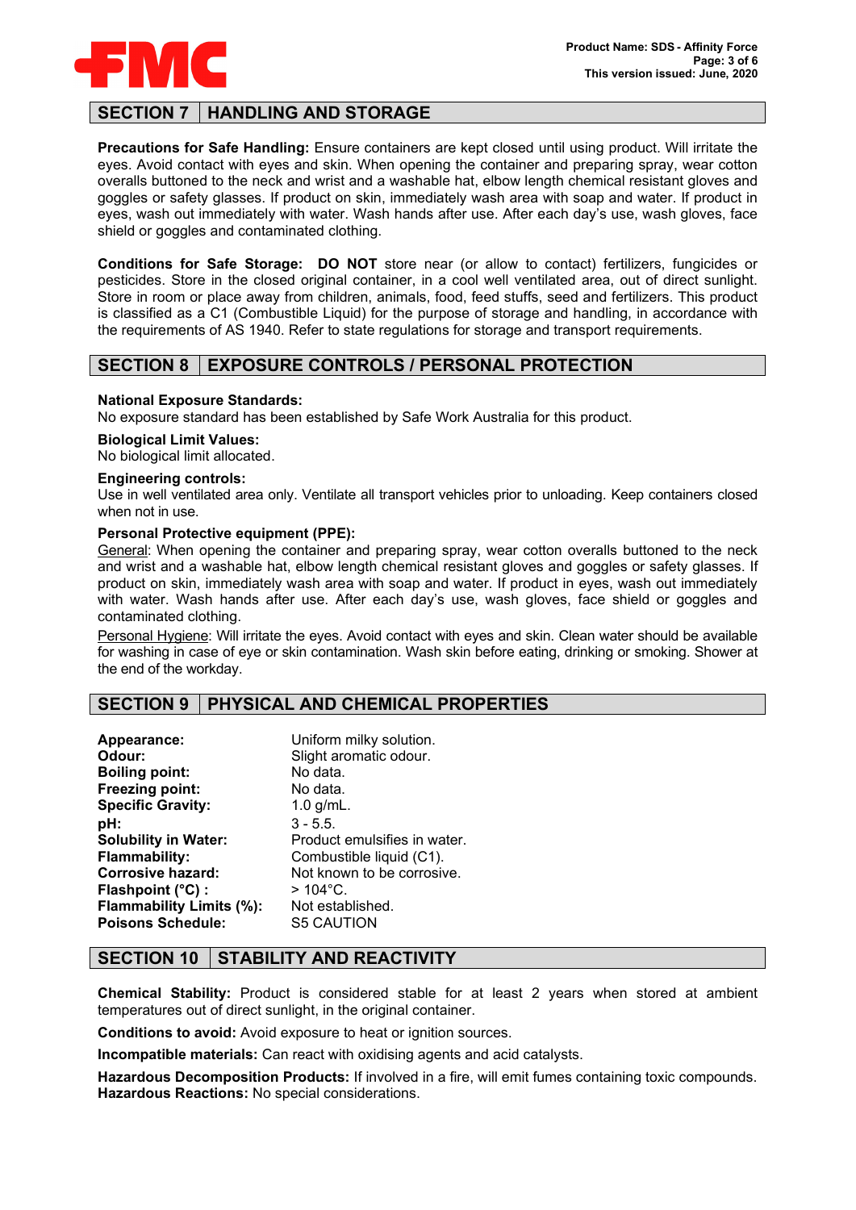## SECTION 7 HANDLING AND STORAGE

**Precautions for Safe Handling:** Ensure containers are kept closed until using product. Will irritate the eyes. Avoid contact with eyes and skin. When opening the container and preparing spray, wear cotton overalls buttoned to the neck and wrist and a washable hat, elbow length chemical resistant gloves and goggles or safety glasses. If product on skin, immediately wash area with soap and water. If product in eyes, wash out immediately with water. Wash hands after use. After each day's use, wash gloves, face shield or goggles and contaminated clothing.

**Conditions for Safe Storage:** **DO NOT** store near (or allow to contact) fertilizers, fungicides or pesticides. Store in the closed original container, in a cool well ventilated area, out of direct sunlight. Store in room or place away from children, animals, food, feed stuffs, seed and fertilizers. This product is classified as a C1 (Combustible Liquid) for the purpose of storage and handling, in accordance with the requirements of AS 1940. Refer to state regulations for storage and transport requirements.

## SECTION 8 EXPOSURE CONTROLS / PERSONAL PROTECTION

**National Exposure Standards:**
No exposure standard has been established by Safe Work Australia for this product.

**Biological Limit Values:**
No biological limit allocated.

**Engineering controls:**
Use in well ventilated area only. Ventilate all transport vehicles prior to unloading. Keep containers closed when not in use.

**Personal Protective equipment (PPE):**
General: When opening the container and preparing spray, wear cotton overalls buttoned to the neck and wrist and a washable hat, elbow length chemical resistant gloves and goggles or safety glasses. If product on skin, immediately wash area with soap and water. If product in eyes, wash out immediately with water. Wash hands after use. After each day's use, wash gloves, face shield or goggles and contaminated clothing.

Personal Hygiene: Will irritate the eyes. Avoid contact with eyes and skin. Clean water should be available for washing in case of eye or skin contamination. Wash skin before eating, drinking or smoking. Shower at the end of the workday.

## SECTION 9 PHYSICAL AND CHEMICAL PROPERTIES

| | |
|---|---|
| **Appearance:** | Uniform milky solution. |
| **Odour:** | Slight aromatic odour. |
| **Boiling point:** | No data. |
| **Freezing point:** | No data. |
| **Specific Gravity:** | 1.0 g/mL. |
| **pH:** | 3 - 5.5. |
| **Solubility in Water:** | Product emulsifies in water. |
| **Flammability:** | Combustible liquid (C1). |
| **Corrosive hazard:** | Not known to be corrosive. |
| **Flashpoint (°C) :** | > 104°C. |
| **Flammability Limits (%):** | Not established. |
| **Poisons Schedule:** | S5 CAUTION |

## SECTION 10 STABILITY AND REACTIVITY

**Chemical Stability:** Product is considered stable for at least 2 years when stored at ambient temperatures out of direct sunlight, in the original container.

**Conditions to avoid:** Avoid exposure to heat or ignition sources.

**Incompatible materials:** Can react with oxidising agents and acid catalysts.

**Hazardous Decomposition Products:** If involved in a fire, will emit fumes containing toxic compounds.
**Hazardous Reactions:** No special considerations.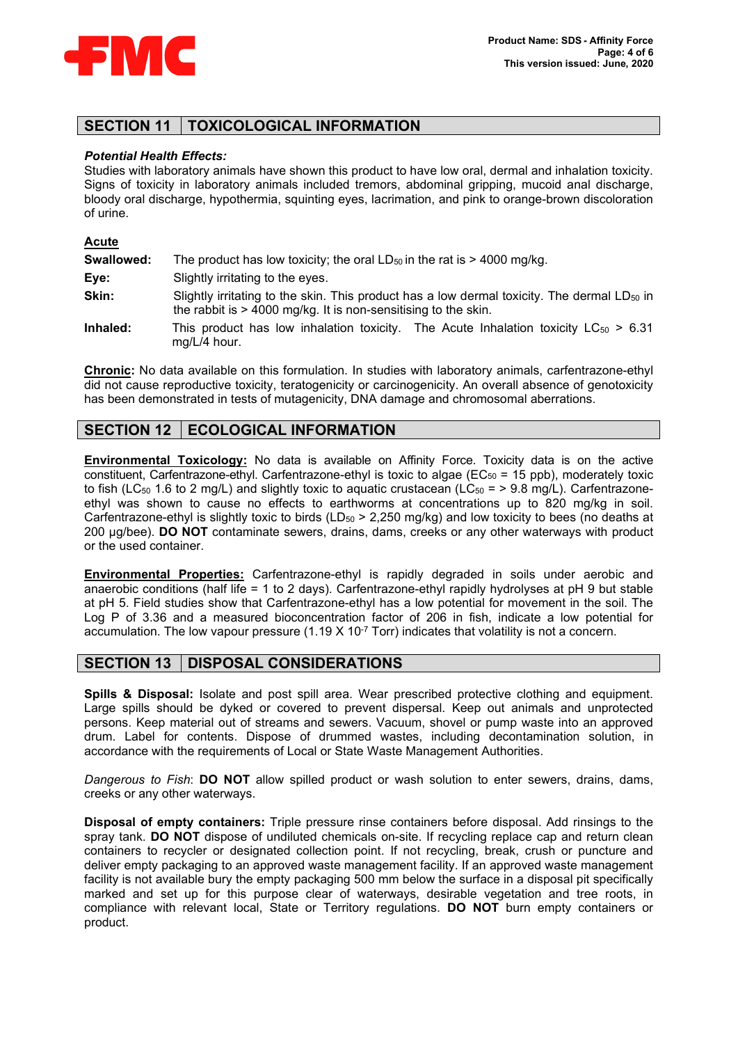## SECTION 11 | TOXICOLOGICAL INFORMATION

***Potential Health Effects:***
Studies with laboratory animals have shown this product to have low oral, dermal and inhalation toxicity. Signs of toxicity in laboratory animals included tremors, abdominal gripping, mucoid anal discharge, bloody oral discharge, hypothermia, squinting eyes, lacrimation, and pink to orange-brown discoloration of urine.

**Acute**

| | |
|---|---|
| **Swallowed:** | The product has low toxicity; the oral $LD_{50}$ in the rat is > 4000 mg/kg. |
| **Eye:** | Slightly irritating to the eyes. |
| **Skin:** | Slightly irritating to the skin. This product has a low dermal toxicity. The dermal $LD_{50}$ in the rabbit is > 4000 mg/kg. It is non-sensitising to the skin. |
| **Inhaled:** | This product has low inhalation toxicity. The Acute Inhalation toxicity $LC_{50}$ > 6.31 mg/L/4 hour. |

**Chronic:** No data available on this formulation. In studies with laboratory animals, carfentrazone-ethyl did not cause reproductive toxicity, teratogenicity or carcinogenicity. An overall absence of genotoxicity has been demonstrated in tests of mutagenicity, DNA damage and chromosomal aberrations.

## SECTION 12 | ECOLOGICAL INFORMATION

**Environmental Toxicology:** No data is available on Affinity Force. Toxicity data is on the active constituent, Carfentrazone-ethyl. Carfentrazone-ethyl is toxic to algae ($EC_{50}$ = 15 ppb), moderately toxic to fish ($LC_{50}$ 1.6 to 2 mg/L) and slightly toxic to aquatic crustacean ($LC_{50}$ = > 9.8 mg/L). Carfentrazone-ethyl was shown to cause no effects to earthworms at concentrations up to 820 mg/kg in soil. Carfentrazone-ethyl is slightly toxic to birds ($LD_{50}$ > 2,250 mg/kg) and low toxicity to bees (no deaths at 200 µg/bee). **DO NOT** contaminate sewers, drains, dams, creeks or any other waterways with product or the used container.

**Environmental Properties:** Carfentrazone-ethyl is rapidly degraded in soils under aerobic and anaerobic conditions (half life = 1 to 2 days). Carfentrazone-ethyl rapidly hydrolyses at pH 9 but stable at pH 5. Field studies show that Carfentrazone-ethyl has a low potential for movement in the soil. The Log P of 3.36 and a measured bioconcentration factor of 206 in fish, indicate a low potential for accumulation. The low vapour pressure ($1.19 \times 10^{-7}$ Torr) indicates that volatility is not a concern.

## SECTION 13 | DISPOSAL CONSIDERATIONS

**Spills & Disposal:** Isolate and post spill area. Wear prescribed protective clothing and equipment. Large spills should be dyked or covered to prevent dispersal. Keep out animals and unprotected persons. Keep material out of streams and sewers. Vacuum, shovel or pump waste into an approved drum. Label for contents. Dispose of drummed wastes, including decontamination solution, in accordance with the requirements of Local or State Waste Management Authorities.

*Dangerous to Fish*: **DO NOT** allow spilled product or wash solution to enter sewers, drains, dams, creeks or any other waterways.

**Disposal of empty containers:** Triple pressure rinse containers before disposal. Add rinsings to the spray tank. **DO NOT** dispose of undiluted chemicals on-site. If recycling replace cap and return clean containers to recycler or designated collection point. If not recycling, break, crush or puncture and deliver empty packaging to an approved waste management facility. If an approved waste management facility is not available bury the empty packaging 500 mm below the surface in a disposal pit specifically marked and set up for this purpose clear of waterways, desirable vegetation and tree roots, in compliance with relevant local, State or Territory regulations. **DO NOT** burn empty containers or product.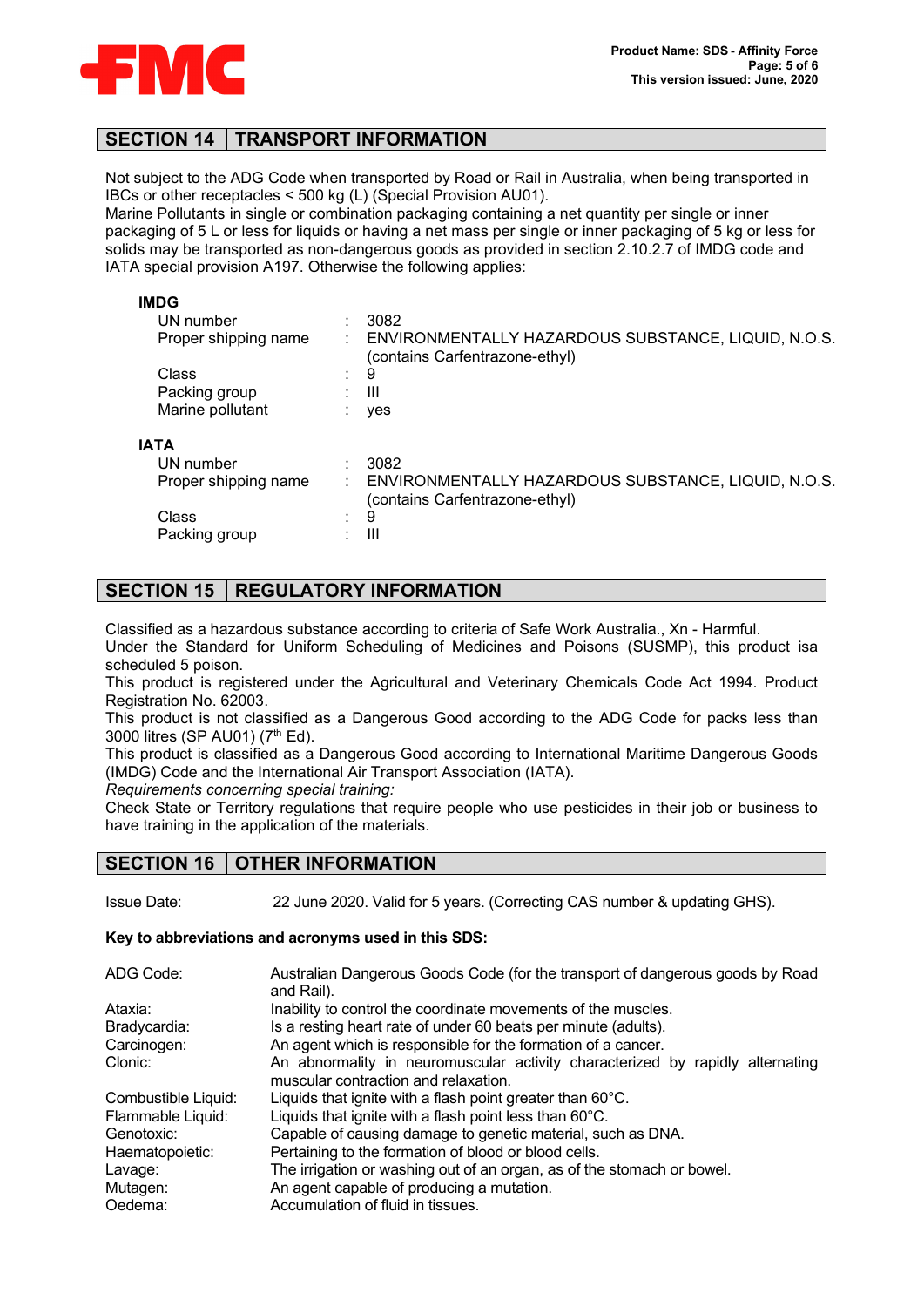## SECTION 14 TRANSPORT INFORMATION

Not subject to the ADG Code when transported by Road or Rail in Australia, when being transported in IBCs or other receptacles < 500 kg (L) (Special Provision AU01).
Marine Pollutants in single or combination packaging containing a net quantity per single or inner packaging of 5 L or less for liquids or having a net mass per single or inner packaging of 5 kg or less for solids may be transported as non-dangerous goods as provided in section 2.10.2.7 of IMDG code and IATA special provision A197. Otherwise the following applies:

**IMDG**

| | | |
|---|---|---|
| UN number | : | 3082 |
| Proper shipping name | : | ENVIRONMENTALLY HAZARDOUS SUBSTANCE, LIQUID, N.O.S. (contains Carfentrazone-ethyl) |
| Class | : | 9 |
| Packing group | : | III |
| Marine pollutant | : | yes |

**IATA**

| | | |
|---|---|---|
| UN number | : | 3082 |
| Proper shipping name | : | ENVIRONMENTALLY HAZARDOUS SUBSTANCE, LIQUID, N.O.S. (contains Carfentrazone-ethyl) |
| Class | : | 9 |
| Packing group | : | III |

## SECTION 15 REGULATORY INFORMATION

Classified as a hazardous substance according to criteria of Safe Work Australia., Xn - Harmful.
Under the Standard for Uniform Scheduling of Medicines and Poisons (SUSMP), this product isa scheduled 5 poison.
This product is registered under the Agricultural and Veterinary Chemicals Code Act 1994. Product Registration No. 62003.
This product is not classified as a Dangerous Good according to the ADG Code for packs less than 3000 litres (SP AU01) (7th Ed).
This product is classified as a Dangerous Good according to International Maritime Dangerous Goods (IMDG) Code and the International Air Transport Association (IATA).
*Requirements concerning special training:*
Check State or Territory regulations that require people who use pesticides in their job or business to have training in the application of the materials.

## SECTION 16 OTHER INFORMATION

Issue Date: 22 June 2020. Valid for 5 years. (Correcting CAS number & updating GHS).

**Key to abbreviations and acronyms used in this SDS:**

| | |
|---|---|
| ADG Code: | Australian Dangerous Goods Code (for the transport of dangerous goods by Road and Rail). |
| Ataxia: | Inability to control the coordinate movements of the muscles. |
| Bradycardia: | Is a resting heart rate of under 60 beats per minute (adults). |
| Carcinogen: | An agent which is responsible for the formation of a cancer. |
| Clonic: | An abnormality in neuromuscular activity characterized by rapidly alternating muscular contraction and relaxation. |
| Combustible Liquid: | Liquids that ignite with a flash point greater than 60°C. |
| Flammable Liquid: | Liquids that ignite with a flash point less than 60°C. |
| Genotoxic: | Capable of causing damage to genetic material, such as DNA. |
| Haematopoietic: | Pertaining to the formation of blood or blood cells. |
| Lavage: | The irrigation or washing out of an organ, as of the stomach or bowel. |
| Mutagen: | An agent capable of producing a mutation. |
| Oedema: | Accumulation of fluid in tissues. |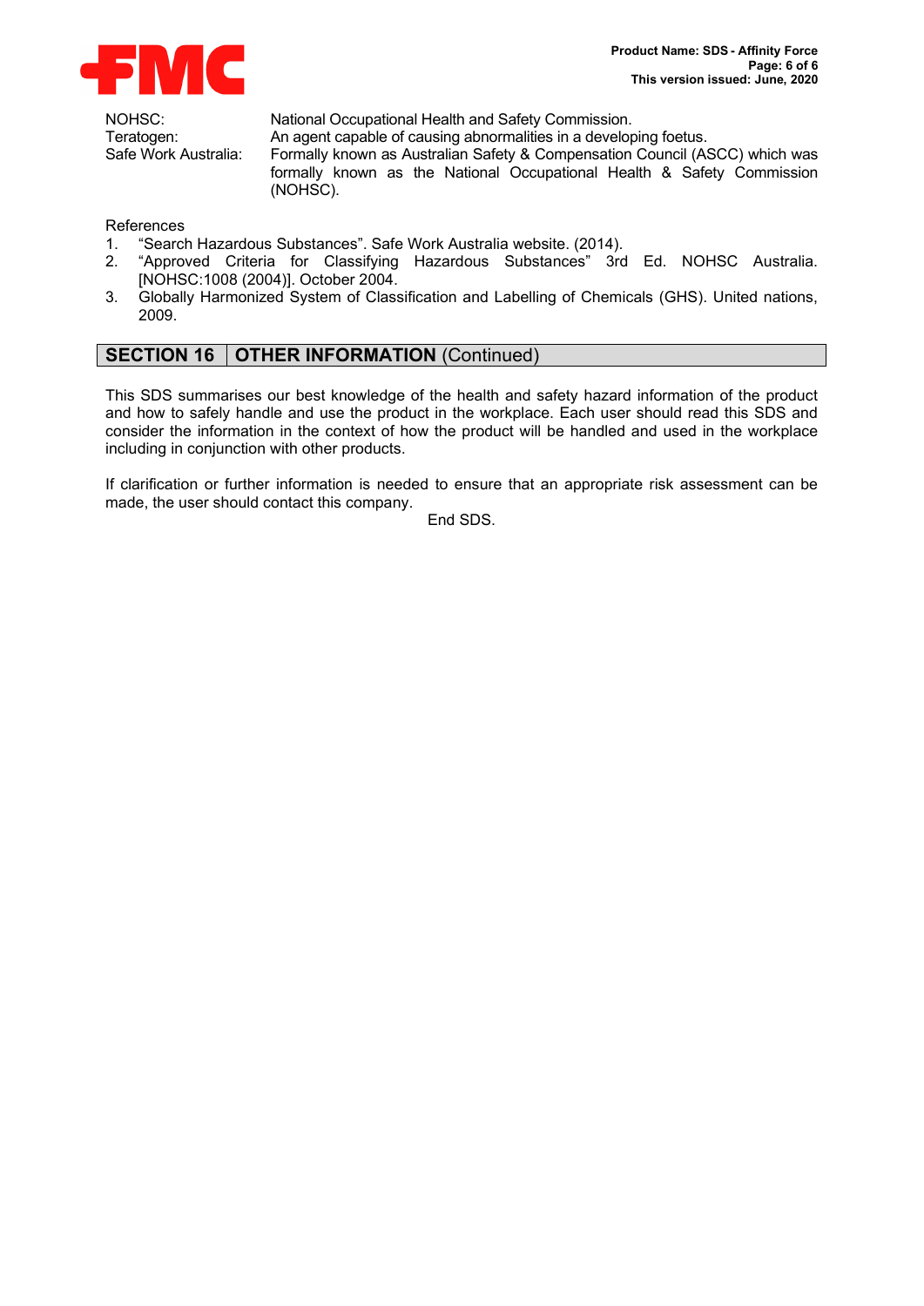| | |
|---|---|
| NOHSC: | National Occupational Health and Safety Commission. |
| Teratogen: | An agent capable of causing abnormalities in a developing foetus. |
| Safe Work Australia: | Formally known as Australian Safety & Compensation Council (ASCC) which was formally known as the National Occupational Health & Safety Commission (NOHSC). |

References

1. "Search Hazardous Substances". Safe Work Australia website. (2014).
2. "Approved Criteria for Classifying Hazardous Substances" 3rd Ed. NOHSC Australia. [NOHSC:1008 (2004)]. October 2004.
3. Globally Harmonized System of Classification and Labelling of Chemicals (GHS). United nations, 2009.

## SECTION 16 | OTHER INFORMATION (Continued)

This SDS summarises our best knowledge of the health and safety hazard information of the product and how to safely handle and use the product in the workplace. Each user should read this SDS and consider the information in the context of how the product will be handled and used in the workplace including in conjunction with other products.

If clarification or further information is needed to ensure that an appropriate risk assessment can be made, the user should contact this company.

End SDS.